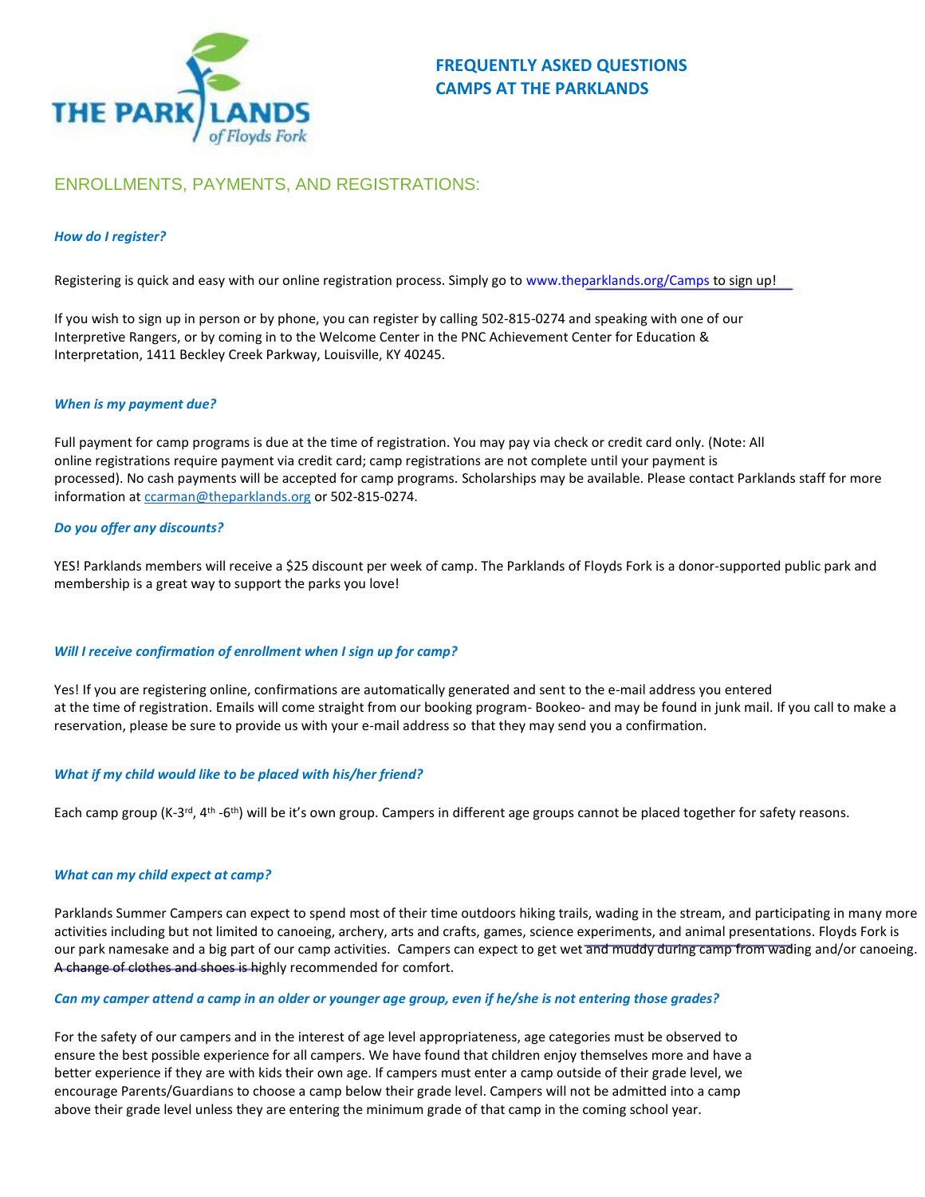# FREQUENTLY ASKED QUESTIONS
# CAMPS AT THE PARKLANDS

## ENROLLMENTS, PAYMENTS, AND REGISTRATIONS:

***How do I register?***

Registering is quick and easy with our online registration process. Simply go to www.theparklands.org/Camps to sign up!

If you wish to sign up in person or by phone, you can register by calling 502-815-0274 and speaking with one of our Interpretive Rangers, or by coming in to the Welcome Center in the PNC Achievement Center for Education & Interpretation, 1411 Beckley Creek Parkway, Louisville, KY 40245.

***When is my payment due?***

Full payment for camp programs is due at the time of registration. You may pay via check or credit card only. (Note: All online registrations require payment via credit card; camp registrations are not complete until your payment is processed). No cash payments will be accepted for camp programs. Scholarships may be available. Please contact Parklands staff for more information at ccarman@theparklands.org or 502-815-0274.

***Do you offer any discounts?***

YES! Parklands members will receive a $25 discount per week of camp. The Parklands of Floyds Fork is a donor-supported public park and membership is a great way to support the parks you love!

***Will I receive confirmation of enrollment when I sign up for camp?***

Yes! If you are registering online, confirmations are automatically generated and sent to the e-mail address you entered at the time of registration. Emails will come straight from our booking program- Bookeo- and may be found in junk mail. If you call to make a reservation, please be sure to provide us with your e-mail address so that they may send you a confirmation.

***What if my child would like to be placed with his/her friend?***

Each camp group (K-3rd, 4th -6th) will be it's own group. Campers in different age groups cannot be placed together for safety reasons.

***What can my child expect at camp?***

Parklands Summer Campers can expect to spend most of their time outdoors hiking trails, wading in the stream, and participating in many more activities including but not limited to canoeing, archery, arts and crafts, games, science experiments, and animal presentations. Floyds Fork is our park namesake and a big part of our camp activities. Campers can expect to get wet and muddy during camp from wading and/or canoeing. A change of clothes and shoes is highly recommended for comfort.

***Can my camper attend a camp in an older or younger age group, even if he/she is not entering those grades?***

For the safety of our campers and in the interest of age level appropriateness, age categories must be observed to ensure the best possible experience for all campers. We have found that children enjoy themselves more and have a better experience if they are with kids their own age. If campers must enter a camp outside of their grade level, we encourage Parents/Guardians to choose a camp below their grade level. Campers will not be admitted into a camp above their grade level unless they are entering the minimum grade of that camp in the coming school year.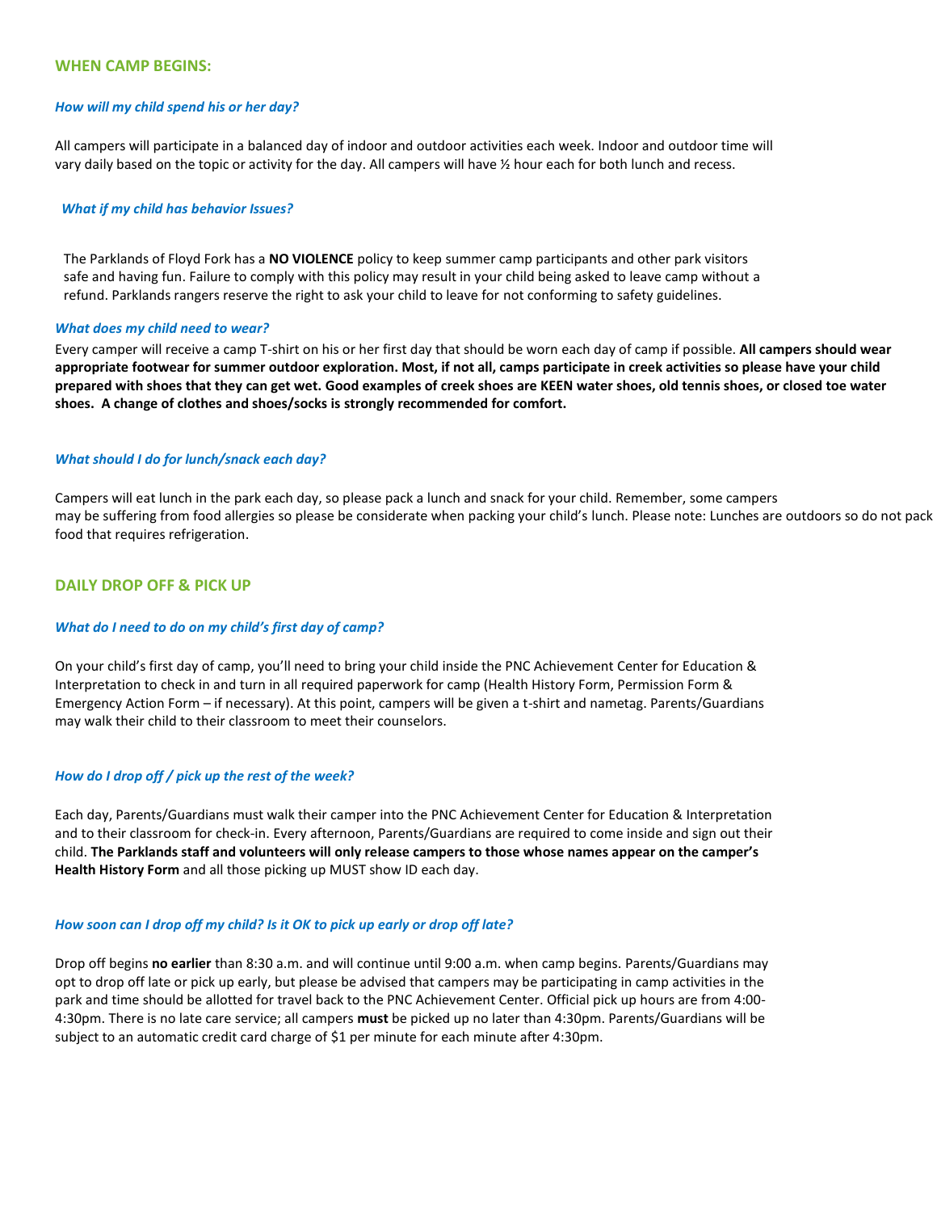## WHEN CAMP BEGINS:

### *How will my child spend his or her day?*

All campers will participate in a balanced day of indoor and outdoor activities each week. Indoor and outdoor time will vary daily based on the topic or activity for the day. All campers will have ½ hour each for both lunch and recess.

### *What if my child has behavior Issues?*

The Parklands of Floyd Fork has a **NO VIOLENCE** policy to keep summer camp participants and other park visitors safe and having fun. Failure to comply with this policy may result in your child being asked to leave camp without a refund. Parklands rangers reserve the right to ask your child to leave for not conforming to safety guidelines.

### *What does my child need to wear?*

Every camper will receive a camp T-shirt on his or her first day that should be worn each day of camp if possible. **All campers should wear appropriate footwear for summer outdoor exploration. Most, if not all, camps participate in creek activities so please have your child prepared with shoes that they can get wet. Good examples of creek shoes are KEEN water shoes, old tennis shoes, or closed toe water shoes. A change of clothes and shoes/socks is strongly recommended for comfort.**

### *What should I do for lunch/snack each day?*

Campers will eat lunch in the park each day, so please pack a lunch and snack for your child. Remember, some campers may be suffering from food allergies so please be considerate when packing your child's lunch. Please note: Lunches are outdoors so do not pack food that requires refrigeration.

## DAILY DROP OFF & PICK UP

### *What do I need to do on my child's first day of camp?*

On your child's first day of camp, you'll need to bring your child inside the PNC Achievement Center for Education & Interpretation to check in and turn in all required paperwork for camp (Health History Form, Permission Form & Emergency Action Form – if necessary). At this point, campers will be given a t-shirt and nametag. Parents/Guardians may walk their child to their classroom to meet their counselors.

### *How do I drop off / pick up the rest of the week?*

Each day, Parents/Guardians must walk their camper into the PNC Achievement Center for Education & Interpretation and to their classroom for check-in. Every afternoon, Parents/Guardians are required to come inside and sign out their child. **The Parklands staff and volunteers will only release campers to those whose names appear on the camper's Health History Form** and all those picking up MUST show ID each day.

### *How soon can I drop off my child? Is it OK to pick up early or drop off late?*

Drop off begins **no earlier** than 8:30 a.m. and will continue until 9:00 a.m. when camp begins. Parents/Guardians may opt to drop off late or pick up early, but please be advised that campers may be participating in camp activities in the park and time should be allotted for travel back to the PNC Achievement Center. Official pick up hours are from 4:00-4:30pm. There is no late care service; all campers **must** be picked up no later than 4:30pm. Parents/Guardians will be subject to an automatic credit card charge of $1 per minute for each minute after 4:30pm.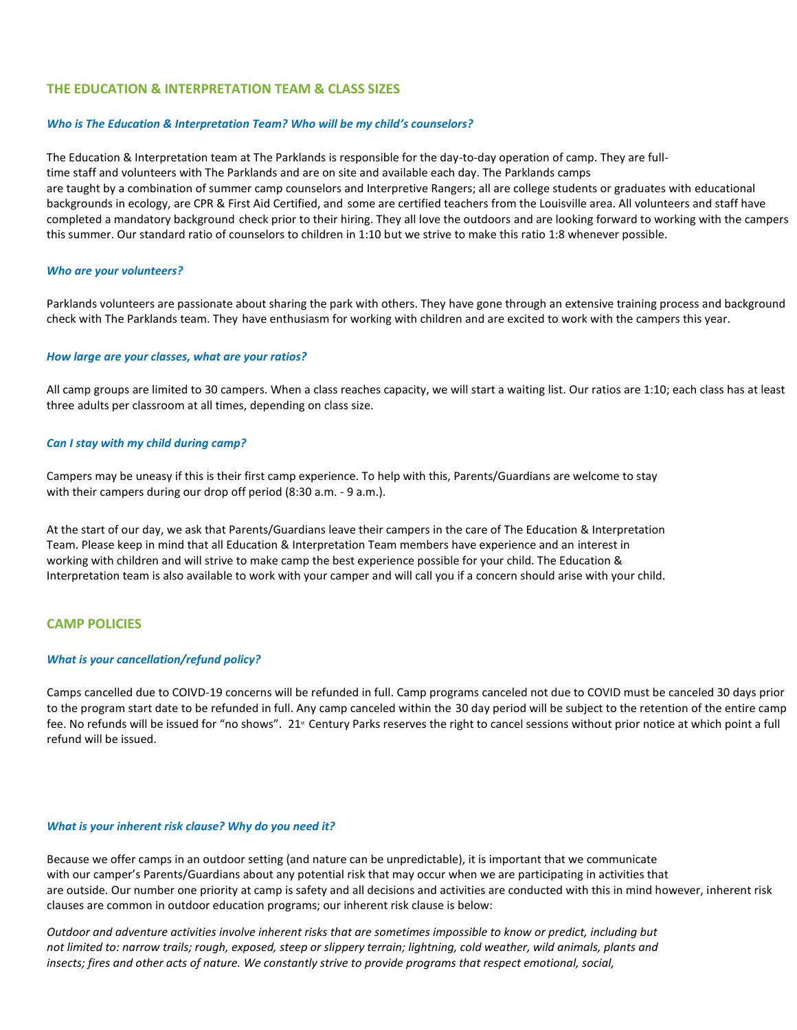## THE EDUCATION & INTERPRETATION TEAM & CLASS SIZES

### *Who is The Education & Interpretation Team? Who will be my child's counselors?*

The Education & Interpretation team at The Parklands is responsible for the day-to-day operation of camp. They are full-time staff and volunteers with The Parklands and are on site and available each day. The Parklands camps are taught by a combination of summer camp counselors and Interpretive Rangers; all are college students or graduates with educational backgrounds in ecology, are CPR & First Aid Certified, and some are certified teachers from the Louisville area. All volunteers and staff have completed a mandatory background check prior to their hiring. They all love the outdoors and are looking forward to working with the campers this summer. Our standard ratio of counselors to children in 1:10 but we strive to make this ratio 1:8 whenever possible.

### *Who are your volunteers?*

Parklands volunteers are passionate about sharing the park with others. They have gone through an extensive training process and background check with The Parklands team. They have enthusiasm for working with children and are excited to work with the campers this year.

### *How large are your classes, what are your ratios?*

All camp groups are limited to 30 campers. When a class reaches capacity, we will start a waiting list. Our ratios are 1:10; each class has at least three adults per classroom at all times, depending on class size.

### *Can I stay with my child during camp?*

Campers may be uneasy if this is their first camp experience. To help with this, Parents/Guardians are welcome to stay with their campers during our drop off period (8:30 a.m. - 9 a.m.).

At the start of our day, we ask that Parents/Guardians leave their campers in the care of The Education & Interpretation Team. Please keep in mind that all Education & Interpretation Team members have experience and an interest in working with children and will strive to make camp the best experience possible for your child. The Education & Interpretation team is also available to work with your camper and will call you if a concern should arise with your child.

## CAMP POLICIES

### *What is your cancellation/refund policy?*

Camps cancelled due to COIVD-19 concerns will be refunded in full. Camp programs canceled not due to COVID must be canceled 30 days prior to the program start date to be refunded in full. Any camp canceled within the 30 day period will be subject to the retention of the entire camp fee. No refunds will be issued for "no shows". 21st Century Parks reserves the right to cancel sessions without prior notice at which point a full refund will be issued.

### *What is your inherent risk clause? Why do you need it?*

Because we offer camps in an outdoor setting (and nature can be unpredictable), it is important that we communicate with our camper's Parents/Guardians about any potential risk that may occur when we are participating in activities that are outside. Our number one priority at camp is safety and all decisions and activities are conducted with this in mind however, inherent risk clauses are common in outdoor education programs; our inherent risk clause is below:

*Outdoor and adventure activities involve inherent risks that are sometimes impossible to know or predict, including but not limited to: narrow trails; rough, exposed, steep or slippery terrain; lightning, cold weather, wild animals, plants and insects; fires and other acts of nature. We constantly strive to provide programs that respect emotional, social,*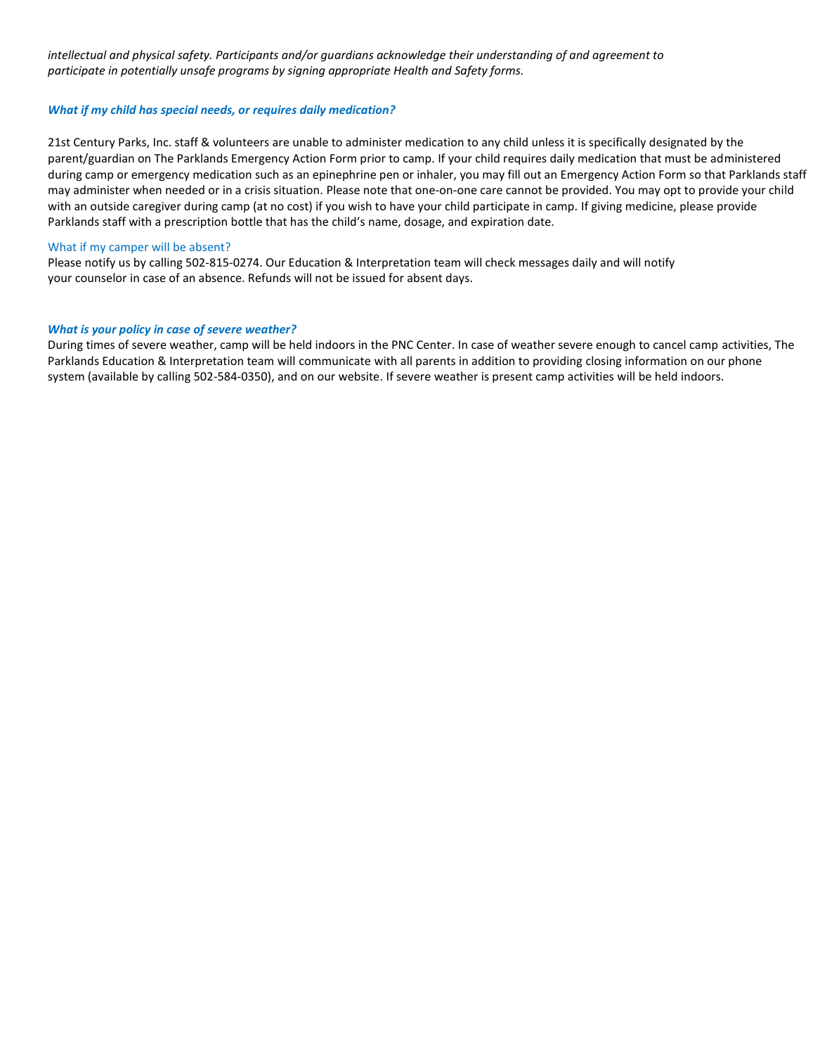*intellectual and physical safety. Participants and/or guardians acknowledge their understanding of and agreement to participate in potentially unsafe programs by signing appropriate Health and Safety forms.*

### *What if my child has special needs, or requires daily medication?*

21st Century Parks, Inc. staff & volunteers are unable to administer medication to any child unless it is specifically designated by the parent/guardian on The Parklands Emergency Action Form prior to camp. If your child requires daily medication that must be administered during camp or emergency medication such as an epinephrine pen or inhaler, you may fill out an Emergency Action Form so that Parklands staff may administer when needed or in a crisis situation. Please note that one-on-one care cannot be provided. You may opt to provide your child with an outside caregiver during camp (at no cost) if you wish to have your child participate in camp. If giving medicine, please provide Parklands staff with a prescription bottle that has the child's name, dosage, and expiration date.

### What if my camper will be absent?

Please notify us by calling 502-815-0274. Our Education & Interpretation team will check messages daily and will notify your counselor in case of an absence. Refunds will not be issued for absent days.

### *What is your policy in case of severe weather?*

During times of severe weather, camp will be held indoors in the PNC Center. In case of weather severe enough to cancel camp activities, The Parklands Education & Interpretation team will communicate with all parents in addition to providing closing information on our phone system (available by calling 502-584-0350), and on our website. If severe weather is present camp activities will be held indoors.